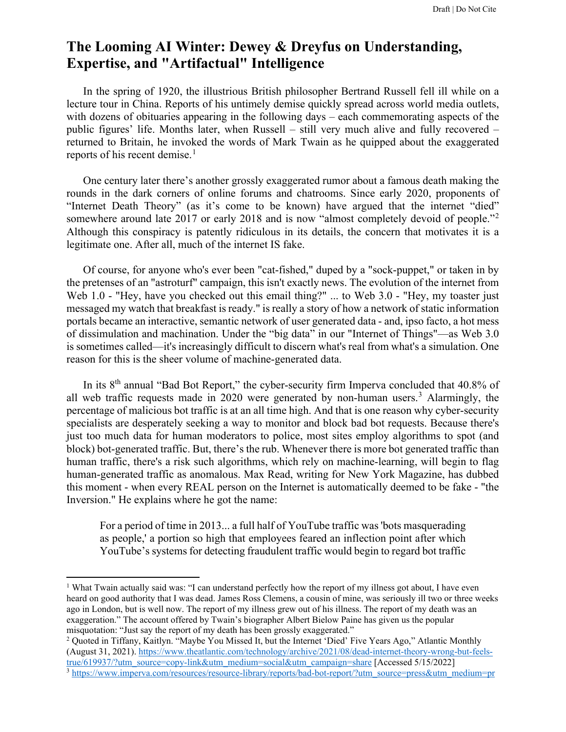# The Looming AI Winter: Dewey & Dreyfus on Understanding, Expertise, and "Artifactual" Intelligence

In the spring of 1920, the illustrious British philosopher Bertrand Russell fell ill while on a lecture tour in China. Reports of his untimely demise quickly spread across world media outlets, with dozens of obituaries appearing in the following days – each commemorating aspects of the public figures' life. Months later, when Russell – still very much alive and fully recovered – returned to Britain, he invoked the words of Mark Twain as he quipped about the exaggerated reports of his recent demise.[1]

One century later there's another grossly exaggerated rumor about a famous death making the rounds in the dark corners of online forums and chatrooms. Since early 2020, proponents of "Internet Death Theory" (as it's come to be known) have argued that the internet "died" somewhere around late 2017 or early 2018 and is now "almost completely devoid of people."[2] Although this conspiracy is patently ridiculous in its details, the concern that motivates it is a legitimate one. After all, much of the internet IS fake.

Of course, for anyone who's ever been "cat-fished," duped by a "sock-puppet," or taken in by the pretenses of an "astroturf" campaign, this isn't exactly news. The evolution of the internet from Web 1.0 - "Hey, have you checked out this email thing?" ... to Web 3.0 - "Hey, my toaster just messaged my watch that breakfast is ready." is really a story of how a network of static information portals became an interactive, semantic network of user generated data - and, ipso facto, a hot mess of dissimulation and machination. Under the "big data" in our "Internet of Things"—as Web 3.0 is sometimes called—it's increasingly difficult to discern what's real from what's a simulation. One reason for this is the sheer volume of machine-generated data.

In its 8th annual "Bad Bot Report," the cyber-security firm Imperva concluded that 40.8% of all web traffic requests made in 2020 were generated by non-human users.[3] Alarmingly, the percentage of malicious bot traffic is at an all time high. And that is one reason why cyber-security specialists are desperately seeking a way to monitor and block bad bot requests. Because there's just too much data for human moderators to police, most sites employ algorithms to spot (and block) bot-generated traffic. But, there's the rub. Whenever there is more bot generated traffic than human traffic, there's a risk such algorithms, which rely on machine-learning, will begin to flag human-generated traffic as anomalous. Max Read, writing for New York Magazine, has dubbed this moment - when every REAL person on the Internet is automatically deemed to be fake - "the Inversion." He explains where he got the name:

> For a period of time in 2013... a full half of YouTube traffic was 'bots masquerading as people,' a portion so high that employees feared an inflection point after which YouTube's systems for detecting fraudulent traffic would begin to regard bot traffic

---

[1] What Twain actually said was: "I can understand perfectly how the report of my illness got about, I have even heard on good authority that I was dead. James Ross Clemens, a cousin of mine, was seriously ill two or three weeks ago in London, but is well now. The report of my illness grew out of his illness. The report of my death was an exaggeration." The account offered by Twain's biographer Albert Bielow Paine has given us the popular misquotation: "Just say the report of my death has been grossly exaggerated."

[2] Quoted in Tiffany, Kaitlyn. "Maybe You Missed It, but the Internet 'Died' Five Years Ago," Atlantic Monthly (August 31, 2021). https://www.theatlantic.com/technology/archive/2021/08/dead-internet-theory-wrong-but-feels-true/619937/?utm_source=copy-link&utm_medium=social&utm_campaign=share [Accessed 5/15/2022]

[3] https://www.imperva.com/resources/resource-library/reports/bad-bot-report/?utm_source=press&utm_medium=pr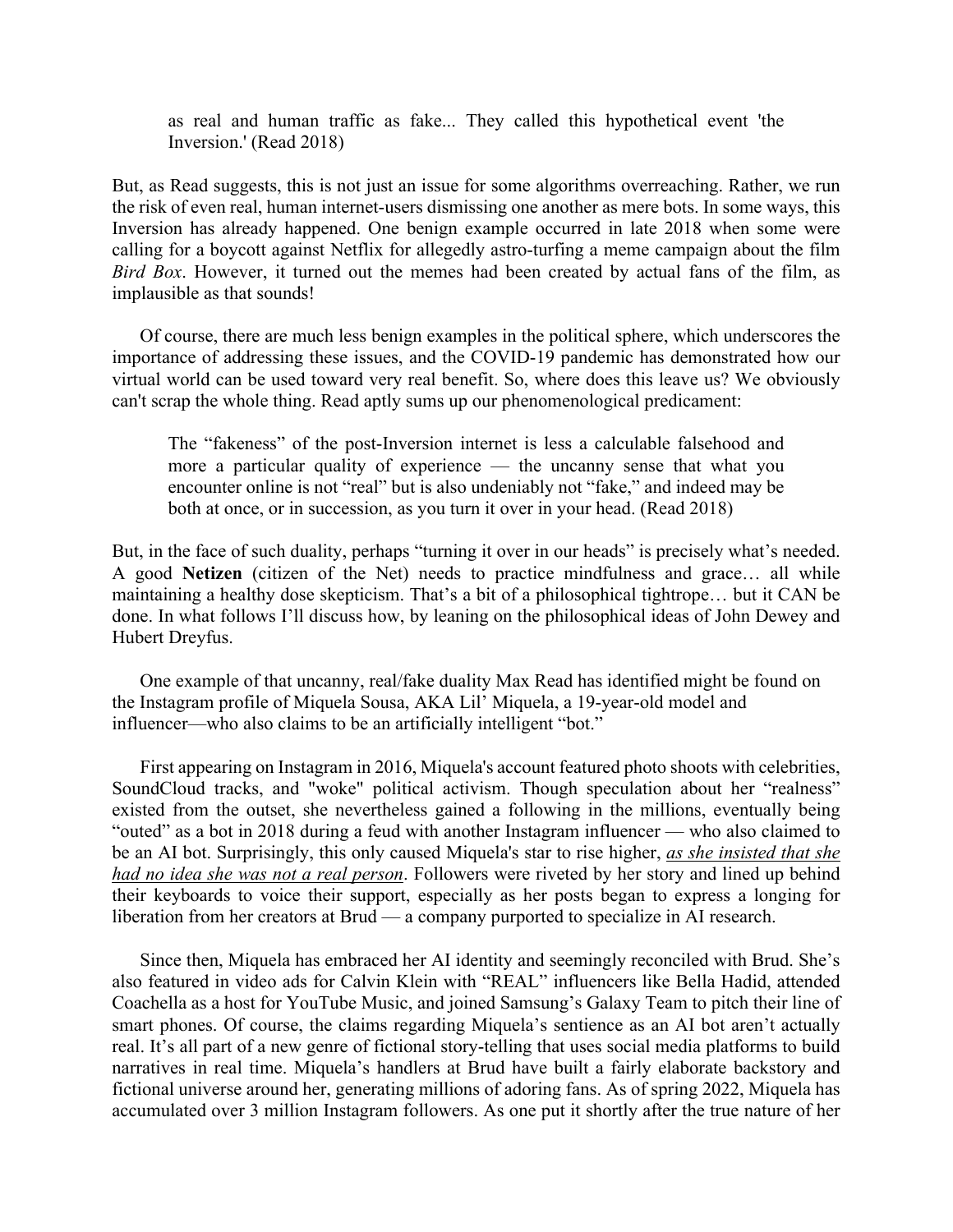> as real and human traffic as fake... They called this hypothetical event 'the Inversion.' (Read 2018)

But, as Read suggests, this is not just an issue for some algorithms overreaching. Rather, we run the risk of even real, human internet-users dismissing one another as mere bots. In some ways, this Inversion has already happened. One benign example occurred in late 2018 when some were calling for a boycott against Netflix for allegedly astro-turfing a meme campaign about the film *Bird Box*. However, it turned out the memes had been created by actual fans of the film, as implausible as that sounds!

Of course, there are much less benign examples in the political sphere, which underscores the importance of addressing these issues, and the COVID-19 pandemic has demonstrated how our virtual world can be used toward very real benefit. So, where does this leave us? We obviously can't scrap the whole thing. Read aptly sums up our phenomenological predicament:

> The "fakeness" of the post-Inversion internet is less a calculable falsehood and more a particular quality of experience — the uncanny sense that what you encounter online is not "real" but is also undeniably not "fake," and indeed may be both at once, or in succession, as you turn it over in your head. (Read 2018)

But, in the face of such duality, perhaps "turning it over in our heads" is precisely what's needed. A good **Netizen** (citizen of the Net) needs to practice mindfulness and grace… all while maintaining a healthy dose skepticism. That's a bit of a philosophical tightrope… but it CAN be done. In what follows I'll discuss how, by leaning on the philosophical ideas of John Dewey and Hubert Dreyfus.

One example of that uncanny, real/fake duality Max Read has identified might be found on the Instagram profile of Miquela Sousa, AKA Lil' Miquela, a 19-year-old model and influencer—who also claims to be an artificially intelligent "bot."

First appearing on Instagram in 2016, Miquela's account featured photo shoots with celebrities, SoundCloud tracks, and "woke" political activism. Though speculation about her "realness" existed from the outset, she nevertheless gained a following in the millions, eventually being "outed" as a bot in 2018 during a feud with another Instagram influencer — who also claimed to be an AI bot. Surprisingly, this only caused Miquela's star to rise higher, *as she insisted that she had no idea she was not a real person*. Followers were riveted by her story and lined up behind their keyboards to voice their support, especially as her posts began to express a longing for liberation from her creators at Brud — a company purported to specialize in AI research.

Since then, Miquela has embraced her AI identity and seemingly reconciled with Brud. She's also featured in video ads for Calvin Klein with "REAL" influencers like Bella Hadid, attended Coachella as a host for YouTube Music, and joined Samsung's Galaxy Team to pitch their line of smart phones. Of course, the claims regarding Miquela's sentience as an AI bot aren't actually real. It's all part of a new genre of fictional story-telling that uses social media platforms to build narratives in real time. Miquela's handlers at Brud have built a fairly elaborate backstory and fictional universe around her, generating millions of adoring fans. As of spring 2022, Miquela has accumulated over 3 million Instagram followers. As one put it shortly after the true nature of her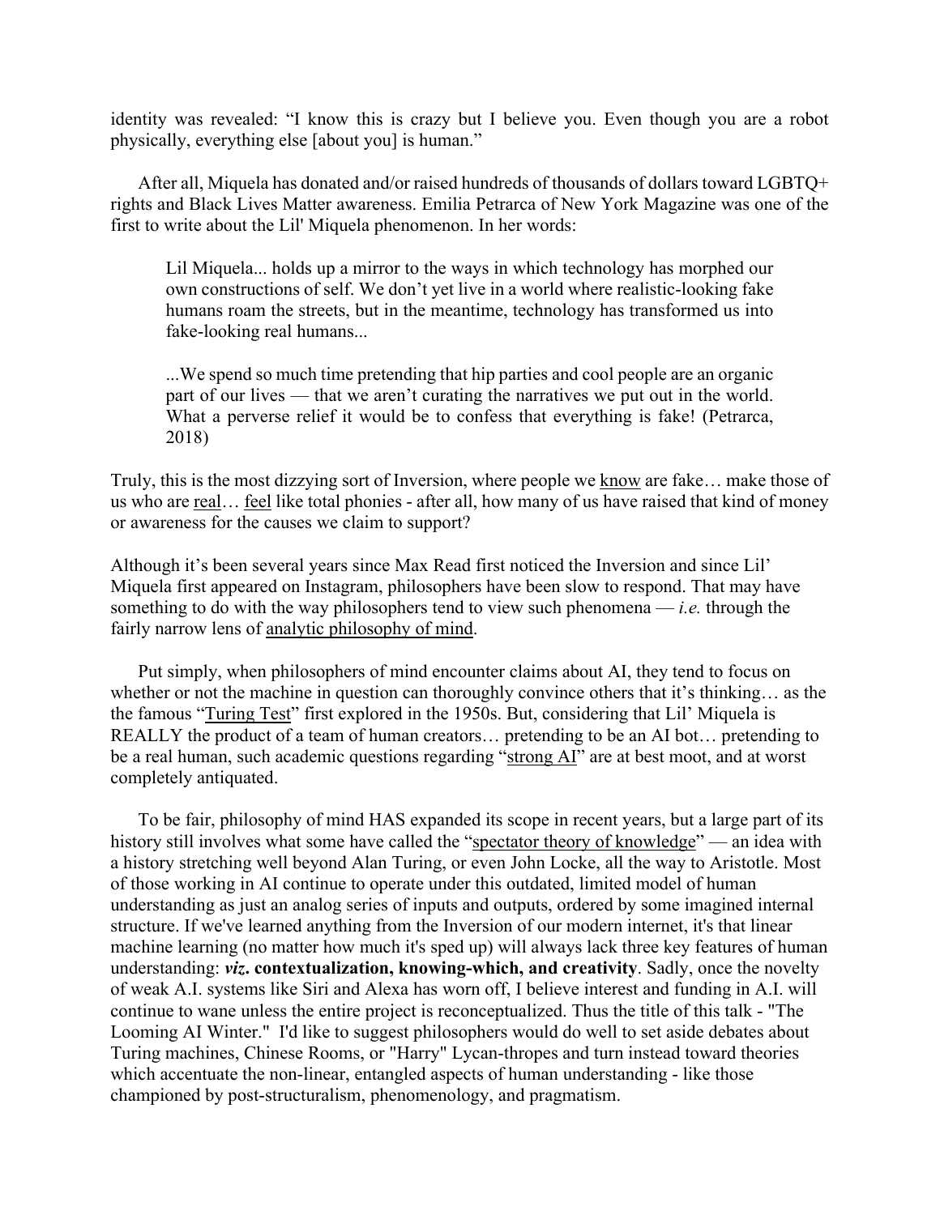identity was revealed: "I know this is crazy but I believe you. Even though you are a robot physically, everything else [about you] is human."

After all, Miquela has donated and/or raised hundreds of thousands of dollars toward LGBTQ+ rights and Black Lives Matter awareness. Emilia Petrarca of New York Magazine was one of the first to write about the Lil' Miquela phenomenon. In her words:

> Lil Miquela... holds up a mirror to the ways in which technology has morphed our own constructions of self. We don't yet live in a world where realistic-looking fake humans roam the streets, but in the meantime, technology has transformed us into fake-looking real humans...
>
> ...We spend so much time pretending that hip parties and cool people are an organic part of our lives — that we aren't curating the narratives we put out in the world. What a perverse relief it would be to confess that everything is fake! (Petrarca, 2018)

Truly, this is the most dizzying sort of Inversion, where people we <u>know</u> are fake… make those of us who are <u>real</u>… <u>feel</u> like total phonies - after all, how many of us have raised that kind of money or awareness for the causes we claim to support?

Although it's been several years since Max Read first noticed the Inversion and since Lil' Miquela first appeared on Instagram, philosophers have been slow to respond. That may have something to do with the way philosophers tend to view such phenomena — *i.e.* through the fairly narrow lens of <u>analytic philosophy of mind</u>.

Put simply, when philosophers of mind encounter claims about AI, they tend to focus on whether or not the machine in question can thoroughly convince others that it's thinking… as the the famous "<u>Turing Test</u>" first explored in the 1950s. But, considering that Lil' Miquela is REALLY the product of a team of human creators… pretending to be an AI bot… pretending to be a real human, such academic questions regarding "<u>strong AI</u>" are at best moot, and at worst completely antiquated.

To be fair, philosophy of mind HAS expanded its scope in recent years, but a large part of its history still involves what some have called the "<u>spectator theory of knowledge</u>" — an idea with a history stretching well beyond Alan Turing, or even John Locke, all the way to Aristotle. Most of those working in AI continue to operate under this outdated, limited model of human understanding as just an analog series of inputs and outputs, ordered by some imagined internal structure. If we've learned anything from the Inversion of our modern internet, it's that linear machine learning (no matter how much it's sped up) will always lack three key features of human understanding: ***viz*. contextualization, knowing-which, and creativity**. Sadly, once the novelty of weak A.I. systems like Siri and Alexa has worn off, I believe interest and funding in A.I. will continue to wane unless the entire project is reconceptualized. Thus the title of this talk - "The Looming AI Winter." I'd like to suggest philosophers would do well to set aside debates about Turing machines, Chinese Rooms, or "Harry" Lycan-thropes and turn instead toward theories which accentuate the non-linear, entangled aspects of human understanding - like those championed by post-structuralism, phenomenology, and pragmatism.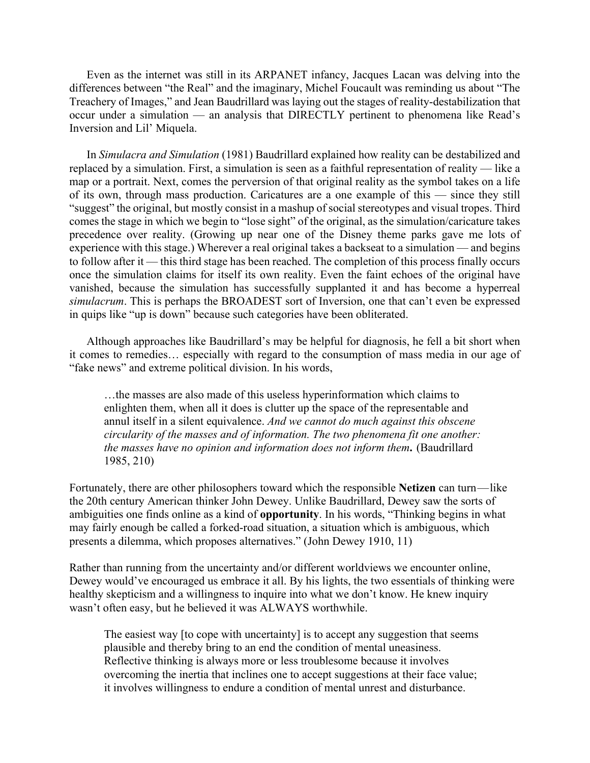Even as the internet was still in its ARPANET infancy, Jacques Lacan was delving into the differences between "the Real" and the imaginary, Michel Foucault was reminding us about "The Treachery of Images," and Jean Baudrillard was laying out the stages of reality-destabilization that occur under a simulation — an analysis that DIRECTLY pertinent to phenomena like Read's Inversion and Lil' Miquela.

In *Simulacra and Simulation* (1981) Baudrillard explained how reality can be destabilized and replaced by a simulation. First, a simulation is seen as a faithful representation of reality — like a map or a portrait. Next, comes the perversion of that original reality as the symbol takes on a life of its own, through mass production. Caricatures are a one example of this — since they still "suggest" the original, but mostly consist in a mashup of social stereotypes and visual tropes. Third comes the stage in which we begin to "lose sight" of the original, as the simulation/caricature takes precedence over reality. (Growing up near one of the Disney theme parks gave me lots of experience with this stage.) Wherever a real original takes a backseat to a simulation — and begins to follow after it — this third stage has been reached. The completion of this process finally occurs once the simulation claims for itself its own reality. Even the faint echoes of the original have vanished, because the simulation has successfully supplanted it and has become a hyperreal *simulacrum*. This is perhaps the BROADEST sort of Inversion, one that can't even be expressed in quips like "up is down" because such categories have been obliterated.

Although approaches like Baudrillard's may be helpful for diagnosis, he fell a bit short when it comes to remedies… especially with regard to the consumption of mass media in our age of "fake news" and extreme political division. In his words,

> …the masses are also made of this useless hyperinformation which claims to enlighten them, when all it does is clutter up the space of the representable and annul itself in a silent equivalence. *And we cannot do much against this obscene circularity of the masses and of information. The two phenomena fit one another: the masses have no opinion and information does not inform them***.** (Baudrillard 1985, 210)

Fortunately, there are other philosophers toward which the responsible **Netizen** can turn — like the 20th century American thinker John Dewey. Unlike Baudrillard, Dewey saw the sorts of ambiguities one finds online as a kind of **opportunity**. In his words, "Thinking begins in what may fairly enough be called a forked-road situation, a situation which is ambiguous, which presents a dilemma, which proposes alternatives." (John Dewey 1910, 11)

Rather than running from the uncertainty and/or different worldviews we encounter online, Dewey would've encouraged us embrace it all. By his lights, the two essentials of thinking were healthy skepticism and a willingness to inquire into what we don't know. He knew inquiry wasn't often easy, but he believed it was ALWAYS worthwhile.

> The easiest way [to cope with uncertainty] is to accept any suggestion that seems plausible and thereby bring to an end the condition of mental uneasiness. Reflective thinking is always more or less troublesome because it involves overcoming the inertia that inclines one to accept suggestions at their face value; it involves willingness to endure a condition of mental unrest and disturbance.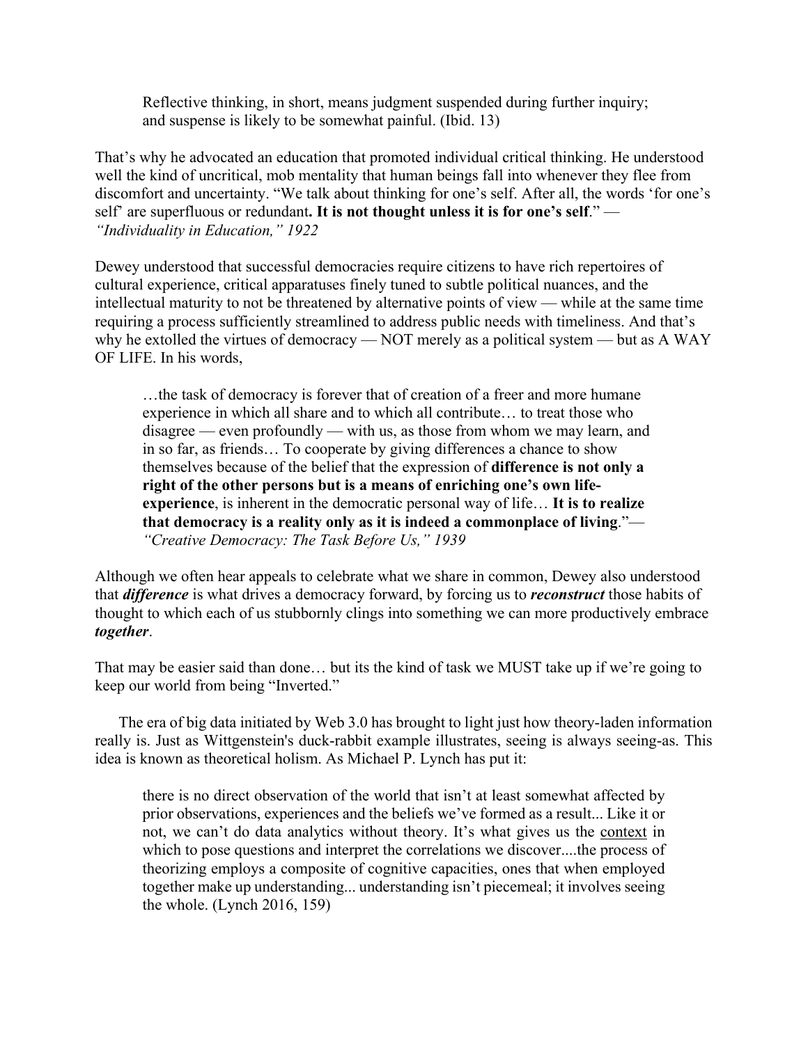> Reflective thinking, in short, means judgment suspended during further inquiry; and suspense is likely to be somewhat painful. (Ibid. 13)

That's why he advocated an education that promoted individual critical thinking. He understood well the kind of uncritical, mob mentality that human beings fall into whenever they flee from discomfort and uncertainty. "We talk about thinking for one's self. After all, the words 'for one's self' are superfluous or redundant**. It is not thought unless it is for one's self**." — *"Individuality in Education," 1922*

Dewey understood that successful democracies require citizens to have rich repertoires of cultural experience, critical apparatuses finely tuned to subtle political nuances, and the intellectual maturity to not be threatened by alternative points of view — while at the same time requiring a process sufficiently streamlined to address public needs with timeliness. And that's why he extolled the virtues of democracy — NOT merely as a political system — but as A WAY OF LIFE. In his words,

> …the task of democracy is forever that of creation of a freer and more humane experience in which all share and to which all contribute… to treat those who disagree — even profoundly — with us, as those from whom we may learn, and in so far, as friends… To cooperate by giving differences a chance to show themselves because of the belief that the expression of **difference is not only a right of the other persons but is a means of enriching one's own life-experience**, is inherent in the democratic personal way of life… **It is to realize that democracy is a reality only as it is indeed a commonplace of living**."— *"Creative Democracy: The Task Before Us," 1939*

Although we often hear appeals to celebrate what we share in common, Dewey also understood that ***difference*** is what drives a democracy forward, by forcing us to ***reconstruct*** those habits of thought to which each of us stubbornly clings into something we can more productively embrace ***together***.

That may be easier said than done… but its the kind of task we MUST take up if we're going to keep our world from being "Inverted."

The era of big data initiated by Web 3.0 has brought to light just how theory-laden information really is. Just as Wittgenstein's duck-rabbit example illustrates, seeing is always seeing-as. This idea is known as theoretical holism. As Michael P. Lynch has put it:

> there is no direct observation of the world that isn't at least somewhat affected by prior observations, experiences and the beliefs we've formed as a result... Like it or not, we can't do data analytics without theory. It's what gives us the context in which to pose questions and interpret the correlations we discover....the process of theorizing employs a composite of cognitive capacities, ones that when employed together make up understanding... understanding isn't piecemeal; it involves seeing the whole. (Lynch 2016, 159)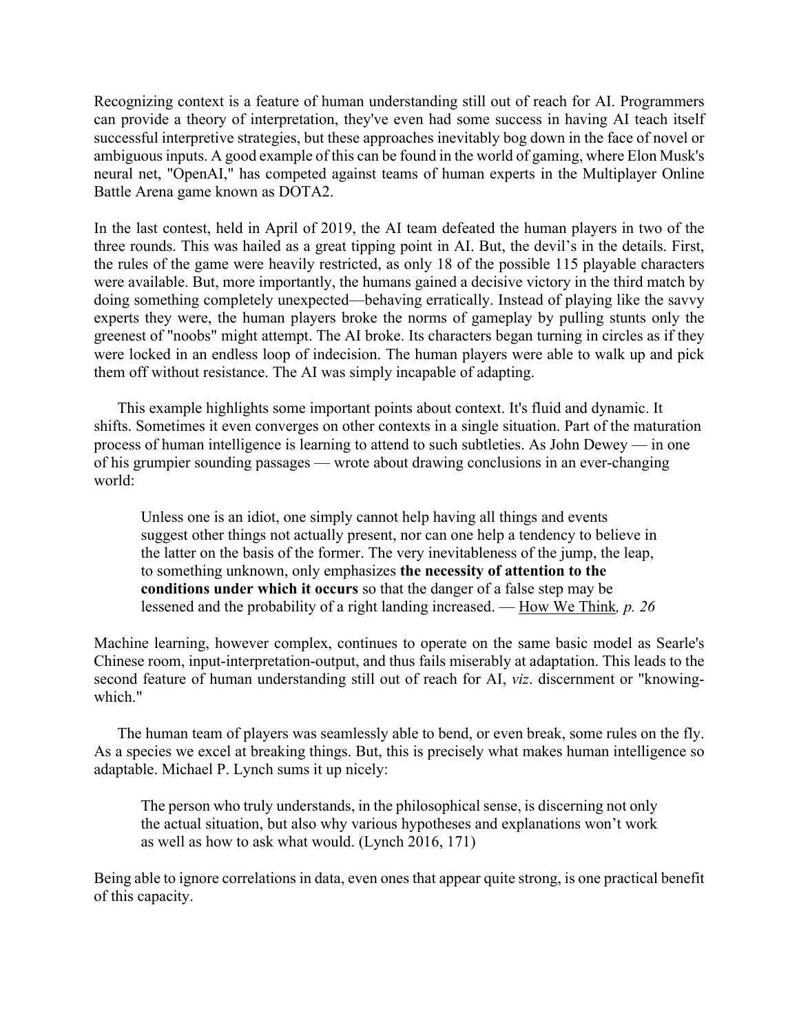Recognizing context is a feature of human understanding still out of reach for AI. Programmers can provide a theory of interpretation, they've even had some success in having AI teach itself successful interpretive strategies, but these approaches inevitably bog down in the face of novel or ambiguous inputs. A good example of this can be found in the world of gaming, where Elon Musk's neural net, "OpenAI," has competed against teams of human experts in the Multiplayer Online Battle Arena game known as DOTA2.

In the last contest, held in April of 2019, the AI team defeated the human players in two of the three rounds. This was hailed as a great tipping point in AI. But, the devil's in the details. First, the rules of the game were heavily restricted, as only 18 of the possible 115 playable characters were available. But, more importantly, the humans gained a decisive victory in the third match by doing something completely unexpected—behaving erratically. Instead of playing like the savvy experts they were, the human players broke the norms of gameplay by pulling stunts only the greenest of "noobs" might attempt. The AI broke. Its characters began turning in circles as if they were locked in an endless loop of indecision. The human players were able to walk up and pick them off without resistance. The AI was simply incapable of adapting.

This example highlights some important points about context. It's fluid and dynamic. It shifts. Sometimes it even converges on other contexts in a single situation. Part of the maturation process of human intelligence is learning to attend to such subtleties. As John Dewey — in one of his grumpier sounding passages — wrote about drawing conclusions in an ever-changing world:

> Unless one is an idiot, one simply cannot help having all things and events suggest other things not actually present, nor can one help a tendency to believe in the latter on the basis of the former. The very inevitableness of the jump, the leap, to something unknown, only emphasizes **the necessity of attention to the conditions under which it occurs** so that the danger of a false step may be lessened and the probability of a right landing increased. — How We Think*, p. 26*

Machine learning, however complex, continues to operate on the same basic model as Searle's Chinese room, input-interpretation-output, and thus fails miserably at adaptation. This leads to the second feature of human understanding still out of reach for AI, *viz*. discernment or "knowing-which."

The human team of players was seamlessly able to bend, or even break, some rules on the fly. As a species we excel at breaking things. But, this is precisely what makes human intelligence so adaptable. Michael P. Lynch sums it up nicely:

> The person who truly understands, in the philosophical sense, is discerning not only the actual situation, but also why various hypotheses and explanations won't work as well as how to ask what would. (Lynch 2016, 171)

Being able to ignore correlations in data, even ones that appear quite strong, is one practical benefit of this capacity.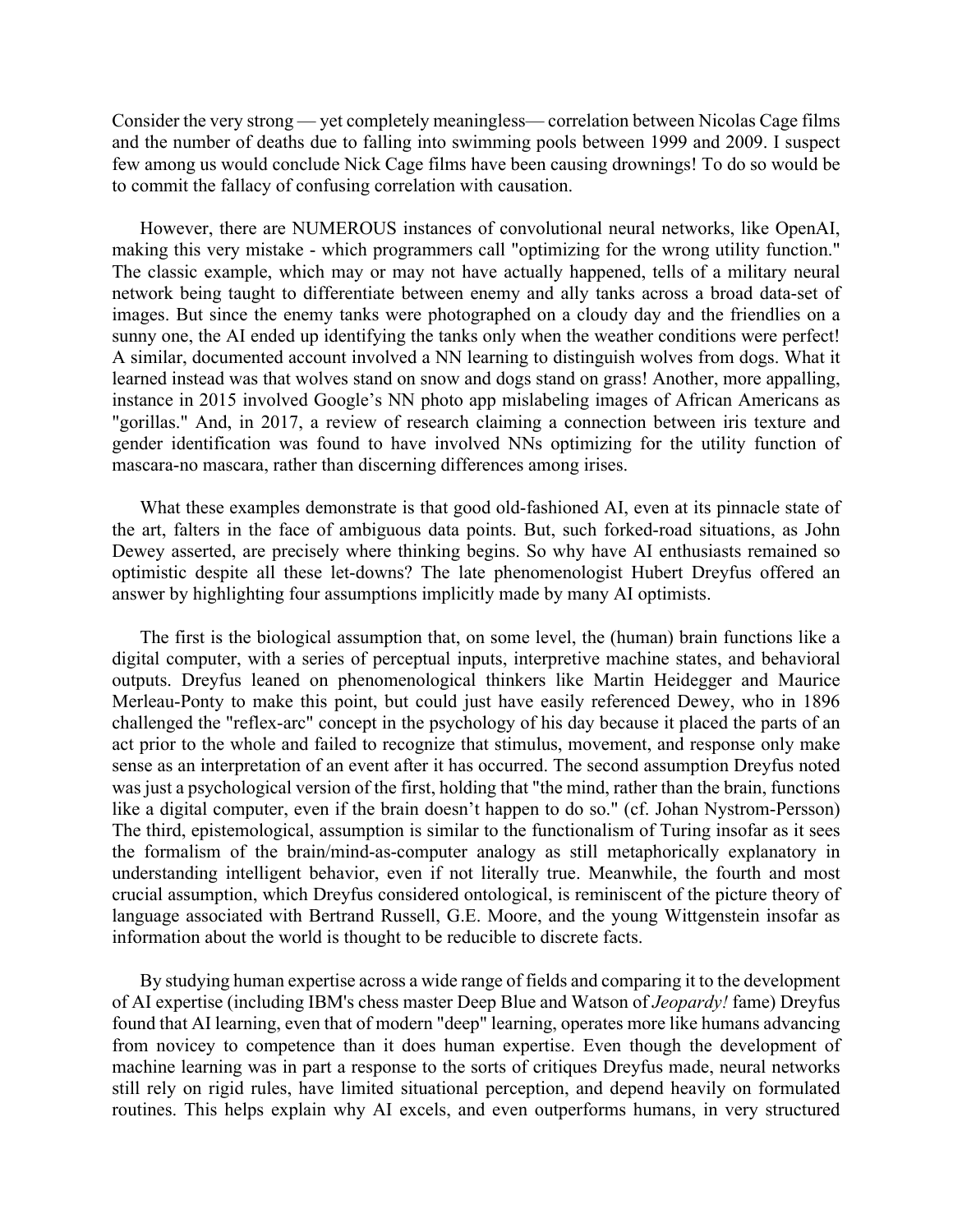Consider the very strong — yet completely meaningless— correlation between Nicolas Cage films and the number of deaths due to falling into swimming pools between 1999 and 2009. I suspect few among us would conclude Nick Cage films have been causing drownings! To do so would be to commit the fallacy of confusing correlation with causation.

However, there are NUMEROUS instances of convolutional neural networks, like OpenAI, making this very mistake - which programmers call "optimizing for the wrong utility function." The classic example, which may or may not have actually happened, tells of a military neural network being taught to differentiate between enemy and ally tanks across a broad data-set of images. But since the enemy tanks were photographed on a cloudy day and the friendlies on a sunny one, the AI ended up identifying the tanks only when the weather conditions were perfect! A similar, documented account involved a NN learning to distinguish wolves from dogs. What it learned instead was that wolves stand on snow and dogs stand on grass! Another, more appalling, instance in 2015 involved Google's NN photo app mislabeling images of African Americans as "gorillas." And, in 2017, a review of research claiming a connection between iris texture and gender identification was found to have involved NNs optimizing for the utility function of mascara-no mascara, rather than discerning differences among irises.

What these examples demonstrate is that good old-fashioned AI, even at its pinnacle state of the art, falters in the face of ambiguous data points. But, such forked-road situations, as John Dewey asserted, are precisely where thinking begins. So why have AI enthusiasts remained so optimistic despite all these let-downs? The late phenomenologist Hubert Dreyfus offered an answer by highlighting four assumptions implicitly made by many AI optimists.

The first is the biological assumption that, on some level, the (human) brain functions like a digital computer, with a series of perceptual inputs, interpretive machine states, and behavioral outputs. Dreyfus leaned on phenomenological thinkers like Martin Heidegger and Maurice Merleau-Ponty to make this point, but could just have easily referenced Dewey, who in 1896 challenged the "reflex-arc" concept in the psychology of his day because it placed the parts of an act prior to the whole and failed to recognize that stimulus, movement, and response only make sense as an interpretation of an event after it has occurred. The second assumption Dreyfus noted was just a psychological version of the first, holding that "the mind, rather than the brain, functions like a digital computer, even if the brain doesn't happen to do so." (cf. Johan Nystrom-Persson) The third, epistemological, assumption is similar to the functionalism of Turing insofar as it sees the formalism of the brain/mind-as-computer analogy as still metaphorically explanatory in understanding intelligent behavior, even if not literally true. Meanwhile, the fourth and most crucial assumption, which Dreyfus considered ontological, is reminiscent of the picture theory of language associated with Bertrand Russell, G.E. Moore, and the young Wittgenstein insofar as information about the world is thought to be reducible to discrete facts.

By studying human expertise across a wide range of fields and comparing it to the development of AI expertise (including IBM's chess master Deep Blue and Watson of *Jeopardy!* fame) Dreyfus found that AI learning, even that of modern "deep" learning, operates more like humans advancing from novicey to competence than it does human expertise. Even though the development of machine learning was in part a response to the sorts of critiques Dreyfus made, neural networks still rely on rigid rules, have limited situational perception, and depend heavily on formulated routines. This helps explain why AI excels, and even outperforms humans, in very structured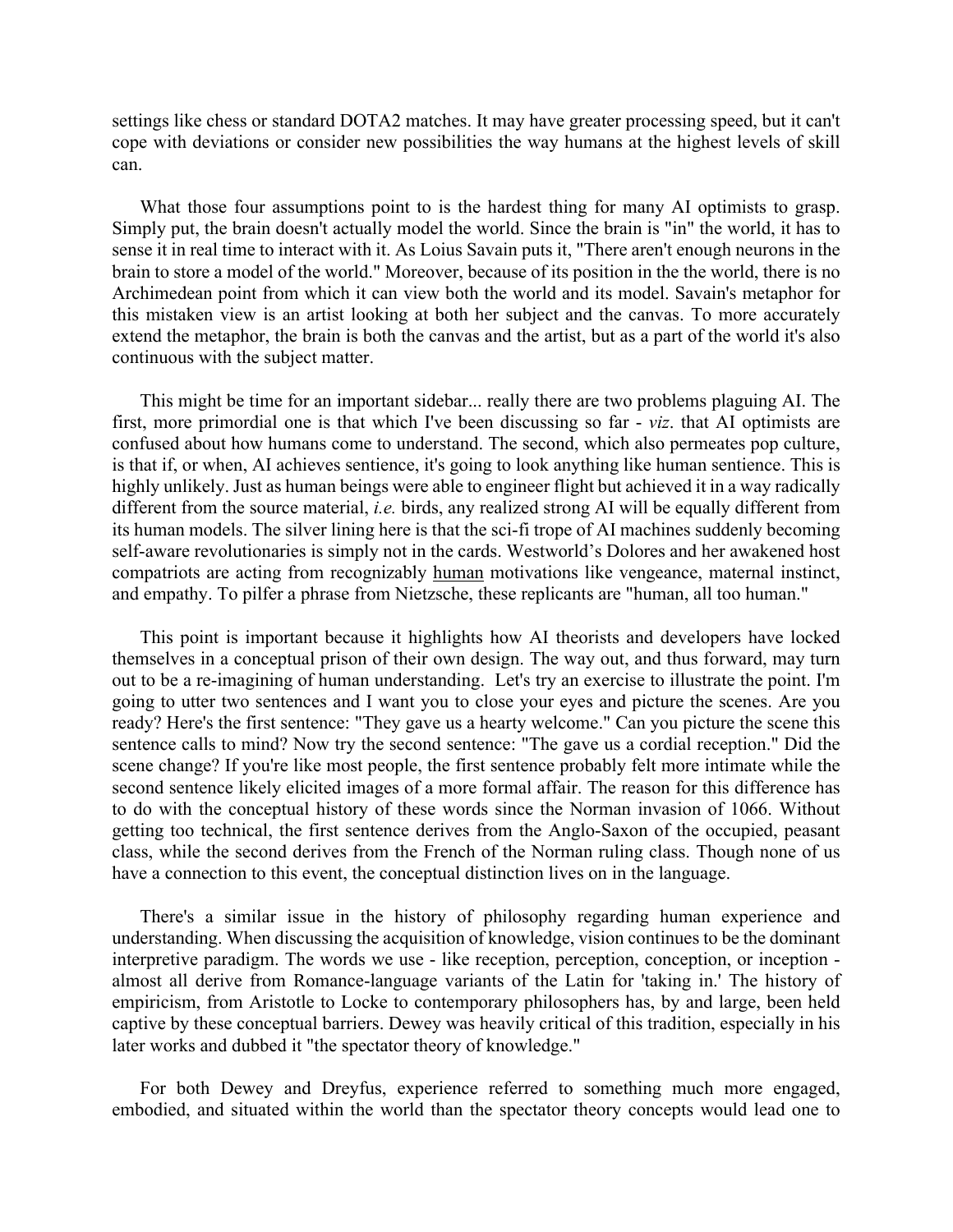settings like chess or standard DOTA2 matches. It may have greater processing speed, but it can't cope with deviations or consider new possibilities the way humans at the highest levels of skill can.

What those four assumptions point to is the hardest thing for many AI optimists to grasp. Simply put, the brain doesn't actually model the world. Since the brain is "in" the world, it has to sense it in real time to interact with it. As Loius Savain puts it, "There aren't enough neurons in the brain to store a model of the world." Moreover, because of its position in the the world, there is no Archimedean point from which it can view both the world and its model. Savain's metaphor for this mistaken view is an artist looking at both her subject and the canvas. To more accurately extend the metaphor, the brain is both the canvas and the artist, but as a part of the world it's also continuous with the subject matter.

This might be time for an important sidebar... really there are two problems plaguing AI. The first, more primordial one is that which I've been discussing so far - *viz*. that AI optimists are confused about how humans come to understand. The second, which also permeates pop culture, is that if, or when, AI achieves sentience, it's going to look anything like human sentience. This is highly unlikely. Just as human beings were able to engineer flight but achieved it in a way radically different from the source material, *i.e.* birds, any realized strong AI will be equally different from its human models. The silver lining here is that the sci-fi trope of AI machines suddenly becoming self-aware revolutionaries is simply not in the cards. Westworld's Dolores and her awakened host compatriots are acting from recognizably <u>human</u> motivations like vengeance, maternal instinct, and empathy. To pilfer a phrase from Nietzsche, these replicants are "human, all too human."

This point is important because it highlights how AI theorists and developers have locked themselves in a conceptual prison of their own design. The way out, and thus forward, may turn out to be a re-imagining of human understanding. Let's try an exercise to illustrate the point. I'm going to utter two sentences and I want you to close your eyes and picture the scenes. Are you ready? Here's the first sentence: "They gave us a hearty welcome." Can you picture the scene this sentence calls to mind? Now try the second sentence: "The gave us a cordial reception." Did the scene change? If you're like most people, the first sentence probably felt more intimate while the second sentence likely elicited images of a more formal affair. The reason for this difference has to do with the conceptual history of these words since the Norman invasion of 1066. Without getting too technical, the first sentence derives from the Anglo-Saxon of the occupied, peasant class, while the second derives from the French of the Norman ruling class. Though none of us have a connection to this event, the conceptual distinction lives on in the language.

There's a similar issue in the history of philosophy regarding human experience and understanding. When discussing the acquisition of knowledge, vision continues to be the dominant interpretive paradigm. The words we use - like reception, perception, conception, or inception - almost all derive from Romance-language variants of the Latin for 'taking in.' The history of empiricism, from Aristotle to Locke to contemporary philosophers has, by and large, been held captive by these conceptual barriers. Dewey was heavily critical of this tradition, especially in his later works and dubbed it "the spectator theory of knowledge."

For both Dewey and Dreyfus, experience referred to something much more engaged, embodied, and situated within the world than the spectator theory concepts would lead one to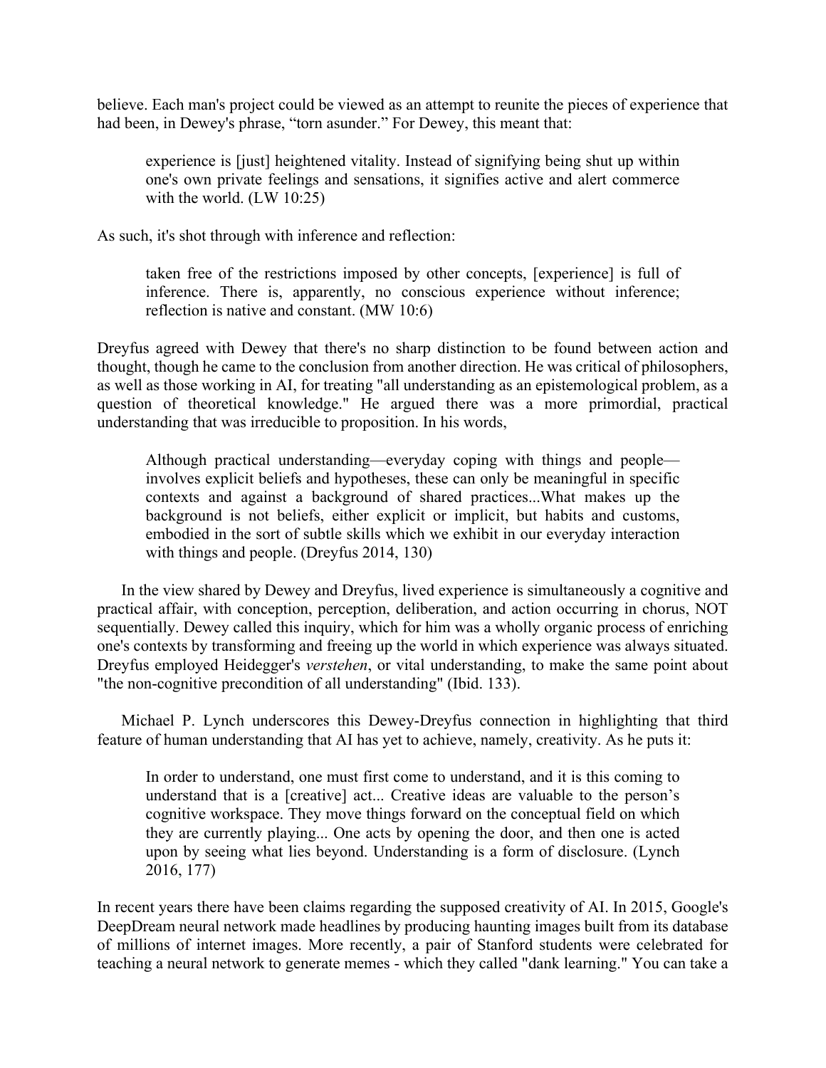believe. Each man's project could be viewed as an attempt to reunite the pieces of experience that had been, in Dewey's phrase, "torn asunder." For Dewey, this meant that:

> experience is [just] heightened vitality. Instead of signifying being shut up within one's own private feelings and sensations, it signifies active and alert commerce with the world. (LW 10:25)

As such, it's shot through with inference and reflection:

> taken free of the restrictions imposed by other concepts, [experience] is full of inference. There is, apparently, no conscious experience without inference; reflection is native and constant. (MW 10:6)

Dreyfus agreed with Dewey that there's no sharp distinction to be found between action and thought, though he came to the conclusion from another direction. He was critical of philosophers, as well as those working in AI, for treating "all understanding as an epistemological problem, as a question of theoretical knowledge." He argued there was a more primordial, practical understanding that was irreducible to proposition. In his words,

> Although practical understanding—everyday coping with things and people—involves explicit beliefs and hypotheses, these can only be meaningful in specific contexts and against a background of shared practices...What makes up the background is not beliefs, either explicit or implicit, but habits and customs, embodied in the sort of subtle skills which we exhibit in our everyday interaction with things and people. (Dreyfus 2014, 130)

In the view shared by Dewey and Dreyfus, lived experience is simultaneously a cognitive and practical affair, with conception, perception, deliberation, and action occurring in chorus, NOT sequentially. Dewey called this inquiry, which for him was a wholly organic process of enriching one's contexts by transforming and freeing up the world in which experience was always situated. Dreyfus employed Heidegger's *verstehen*, or vital understanding, to make the same point about "the non-cognitive precondition of all understanding" (Ibid. 133).

Michael P. Lynch underscores this Dewey-Dreyfus connection in highlighting that third feature of human understanding that AI has yet to achieve, namely, creativity. As he puts it:

> In order to understand, one must first come to understand, and it is this coming to understand that is a [creative] act... Creative ideas are valuable to the person's cognitive workspace. They move things forward on the conceptual field on which they are currently playing... One acts by opening the door, and then one is acted upon by seeing what lies beyond. Understanding is a form of disclosure. (Lynch 2016, 177)

In recent years there have been claims regarding the supposed creativity of AI. In 2015, Google's DeepDream neural network made headlines by producing haunting images built from its database of millions of internet images. More recently, a pair of Stanford students were celebrated for teaching a neural network to generate memes - which they called "dank learning." You can take a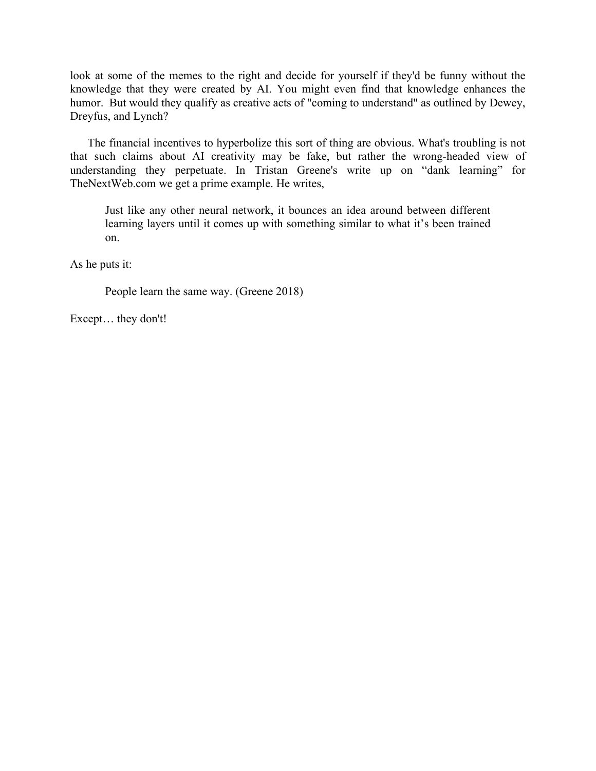look at some of the memes to the right and decide for yourself if they'd be funny without the knowledge that they were created by AI. You might even find that knowledge enhances the humor. But would they qualify as creative acts of "coming to understand" as outlined by Dewey, Dreyfus, and Lynch?

The financial incentives to hyperbolize this sort of thing are obvious. What's troubling is not that such claims about AI creativity may be fake, but rather the wrong-headed view of understanding they perpetuate. In Tristan Greene's write up on "dank learning" for TheNextWeb.com we get a prime example. He writes,

> Just like any other neural network, it bounces an idea around between different learning layers until it comes up with something similar to what it's been trained on.

As he puts it:

> People learn the same way. (Greene 2018)

Except… they don't!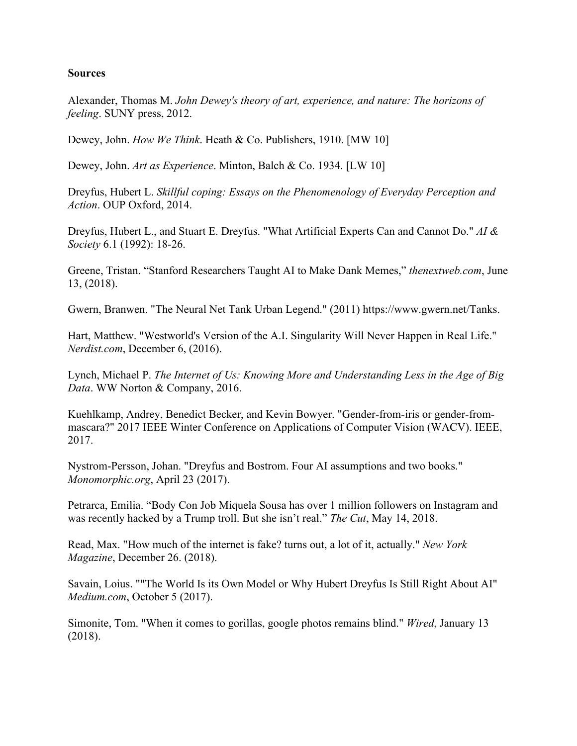**Sources**

Alexander, Thomas M. *John Dewey's theory of art, experience, and nature: The horizons of feeling*. SUNY press, 2012.

Dewey, John. *How We Think*. Heath & Co. Publishers, 1910. [MW 10]

Dewey, John. *Art as Experience*. Minton, Balch & Co. 1934. [LW 10]

Dreyfus, Hubert L. *Skillful coping: Essays on the Phenomenology of Everyday Perception and Action*. OUP Oxford, 2014.

Dreyfus, Hubert L., and Stuart E. Dreyfus. "What Artificial Experts Can and Cannot Do." *AI & Society* 6.1 (1992): 18-26.

Greene, Tristan. "Stanford Researchers Taught AI to Make Dank Memes," *thenextweb.com*, June 13, (2018).

Gwern, Branwen. "The Neural Net Tank Urban Legend." (2011) https://www.gwern.net/Tanks.

Hart, Matthew. "Westworld's Version of the A.I. Singularity Will Never Happen in Real Life." *Nerdist.com*, December 6, (2016).

Lynch, Michael P. *The Internet of Us: Knowing More and Understanding Less in the Age of Big Data*. WW Norton & Company, 2016.

Kuehlkamp, Andrey, Benedict Becker, and Kevin Bowyer. "Gender-from-iris or gender-from-mascara?" 2017 IEEE Winter Conference on Applications of Computer Vision (WACV). IEEE, 2017.

Nystrom-Persson, Johan. "Dreyfus and Bostrom. Four AI assumptions and two books." *Monomorphic.org*, April 23 (2017).

Petrarca, Emilia. "Body Con Job Miquela Sousa has over 1 million followers on Instagram and was recently hacked by a Trump troll. But she isn't real." *The Cut*, May 14, 2018.

Read, Max. "How much of the internet is fake? turns out, a lot of it, actually." *New York Magazine*, December 26. (2018).

Savain, Loius. ""The World Is its Own Model or Why Hubert Dreyfus Is Still Right About AI" *Medium.com*, October 5 (2017).

Simonite, Tom. "When it comes to gorillas, google photos remains blind." *Wired*, January 13 (2018).